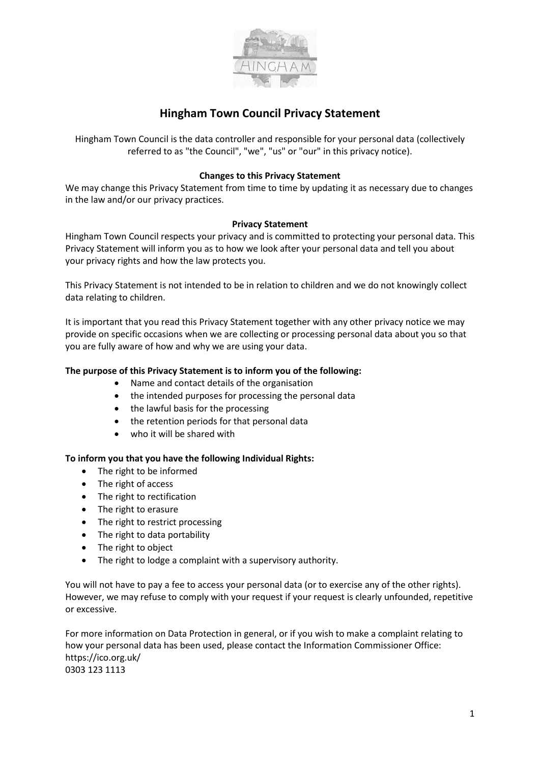# Hingham Town Council Privacy Statement

Hingham Town Council is the data controller and responsible for your personal data (collectively referred to as "the Council", "we", "us" or "our" in this privacy notice).

**Changes to this Privacy Statement**

We may change this Privacy Statement from time to time by updating it as necessary due to changes in the law and/or our privacy practices.

**Privacy Statement**

Hingham Town Council respects your privacy and is committed to protecting your personal data. This Privacy Statement will inform you as to how we look after your personal data and tell you about your privacy rights and how the law protects you.

This Privacy Statement is not intended to be in relation to children and we do not knowingly collect data relating to children.

It is important that you read this Privacy Statement together with any other privacy notice we may provide on specific occasions when we are collecting or processing personal data about you so that you are fully aware of how and why we are using your data.

**The purpose of this Privacy Statement is to inform you of the following:**

- Name and contact details of the organisation
- the intended purposes for processing the personal data
- the lawful basis for the processing
- the retention periods for that personal data
- who it will be shared with

**To inform you that you have the following Individual Rights:**

- The right to be informed
- The right of access
- The right to rectification
- The right to erasure
- The right to restrict processing
- The right to data portability
- The right to object
- The right to lodge a complaint with a supervisory authority.

You will not have to pay a fee to access your personal data (or to exercise any of the other rights). However, we may refuse to comply with your request if your request is clearly unfounded, repetitive or excessive.

For more information on Data Protection in general, or if you wish to make a complaint relating to how your personal data has been used, please contact the Information Commissioner Office:
https://ico.org.uk/
0303 123 1113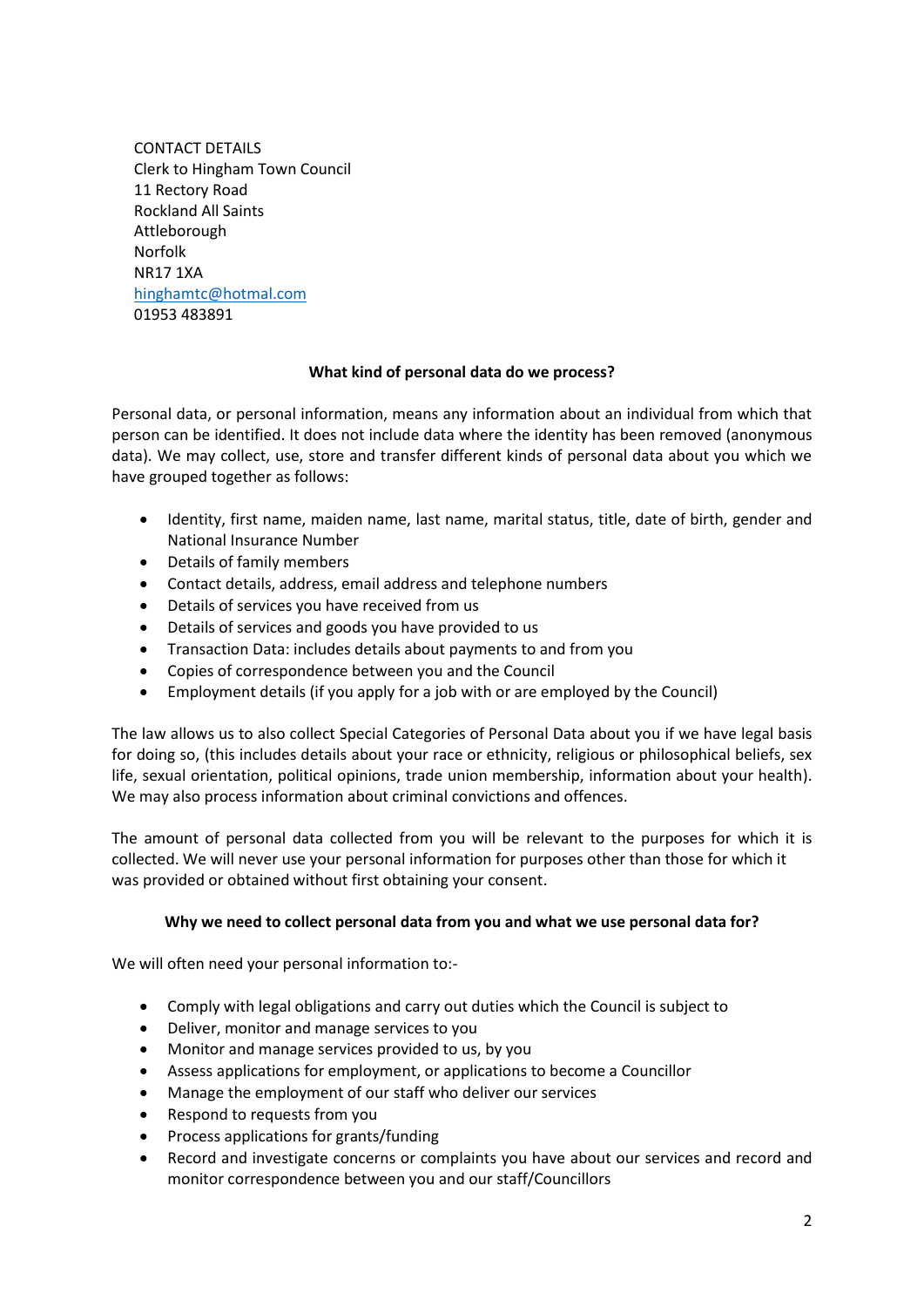CONTACT DETAILS
Clerk to Hingham Town Council
11 Rectory Road
Rockland All Saints
Attleborough
Norfolk
NR17 1XA
hinghamtc@hotmal.com
01953 483891

**What kind of personal data do we process?**

Personal data, or personal information, means any information about an individual from which that person can be identified. It does not include data where the identity has been removed (anonymous data). We may collect, use, store and transfer different kinds of personal data about you which we have grouped together as follows:

- Identity, first name, maiden name, last name, marital status, title, date of birth, gender and National Insurance Number
- Details of family members
- Contact details, address, email address and telephone numbers
- Details of services you have received from us
- Details of services and goods you have provided to us
- Transaction Data: includes details about payments to and from you
- Copies of correspondence between you and the Council
- Employment details (if you apply for a job with or are employed by the Council)

The law allows us to also collect Special Categories of Personal Data about you if we have legal basis for doing so, (this includes details about your race or ethnicity, religious or philosophical beliefs, sex life, sexual orientation, political opinions, trade union membership, information about your health). We may also process information about criminal convictions and offences.

The amount of personal data collected from you will be relevant to the purposes for which it is collected. We will never use your personal information for purposes other than those for which it was provided or obtained without first obtaining your consent.

**Why we need to collect personal data from you and what we use personal data for?**

We will often need your personal information to:-

- Comply with legal obligations and carry out duties which the Council is subject to
- Deliver, monitor and manage services to you
- Monitor and manage services provided to us, by you
- Assess applications for employment, or applications to become a Councillor
- Manage the employment of our staff who deliver our services
- Respond to requests from you
- Process applications for grants/funding
- Record and investigate concerns or complaints you have about our services and record and monitor correspondence between you and our staff/Councillors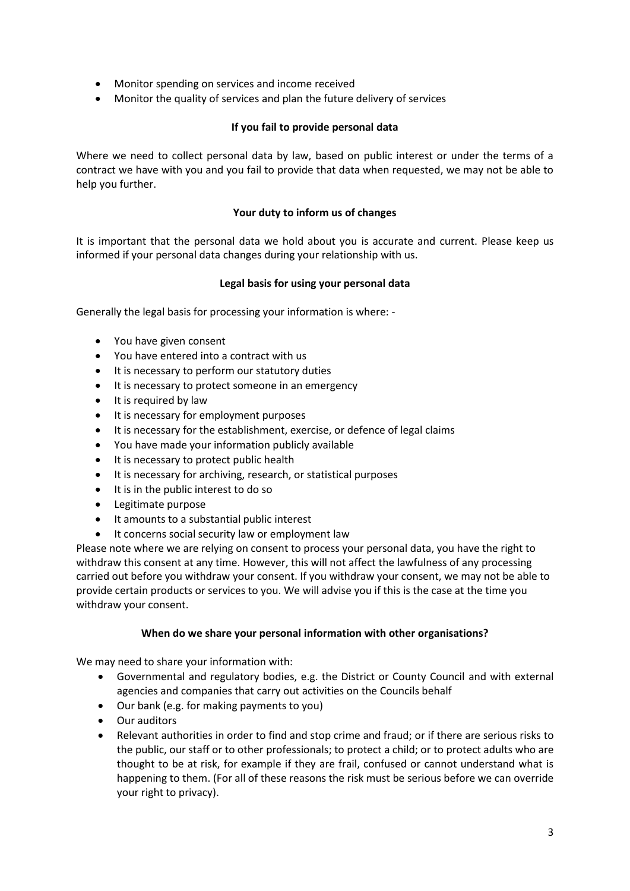- Monitor spending on services and income received
- Monitor the quality of services and plan the future delivery of services

**If you fail to provide personal data**

Where we need to collect personal data by law, based on public interest or under the terms of a contract we have with you and you fail to provide that data when requested, we may not be able to help you further.

**Your duty to inform us of changes**

It is important that the personal data we hold about you is accurate and current. Please keep us informed if your personal data changes during your relationship with us.

**Legal basis for using your personal data**

Generally the legal basis for processing your information is where: -

- You have given consent
- You have entered into a contract with us
- It is necessary to perform our statutory duties
- It is necessary to protect someone in an emergency
- It is required by law
- It is necessary for employment purposes
- It is necessary for the establishment, exercise, or defence of legal claims
- You have made your information publicly available
- It is necessary to protect public health
- It is necessary for archiving, research, or statistical purposes
- It is in the public interest to do so
- Legitimate purpose
- It amounts to a substantial public interest
- It concerns social security law or employment law

Please note where we are relying on consent to process your personal data, you have the right to withdraw this consent at any time. However, this will not affect the lawfulness of any processing carried out before you withdraw your consent. If you withdraw your consent, we may not be able to provide certain products or services to you. We will advise you if this is the case at the time you withdraw your consent.

**When do we share your personal information with other organisations?**

We may need to share your information with:

- Governmental and regulatory bodies, e.g. the District or County Council and with external agencies and companies that carry out activities on the Councils behalf
- Our bank (e.g. for making payments to you)
- Our auditors
- Relevant authorities in order to find and stop crime and fraud; or if there are serious risks to the public, our staff or to other professionals; to protect a child; or to protect adults who are thought to be at risk, for example if they are frail, confused or cannot understand what is happening to them. (For all of these reasons the risk must be serious before we can override your right to privacy).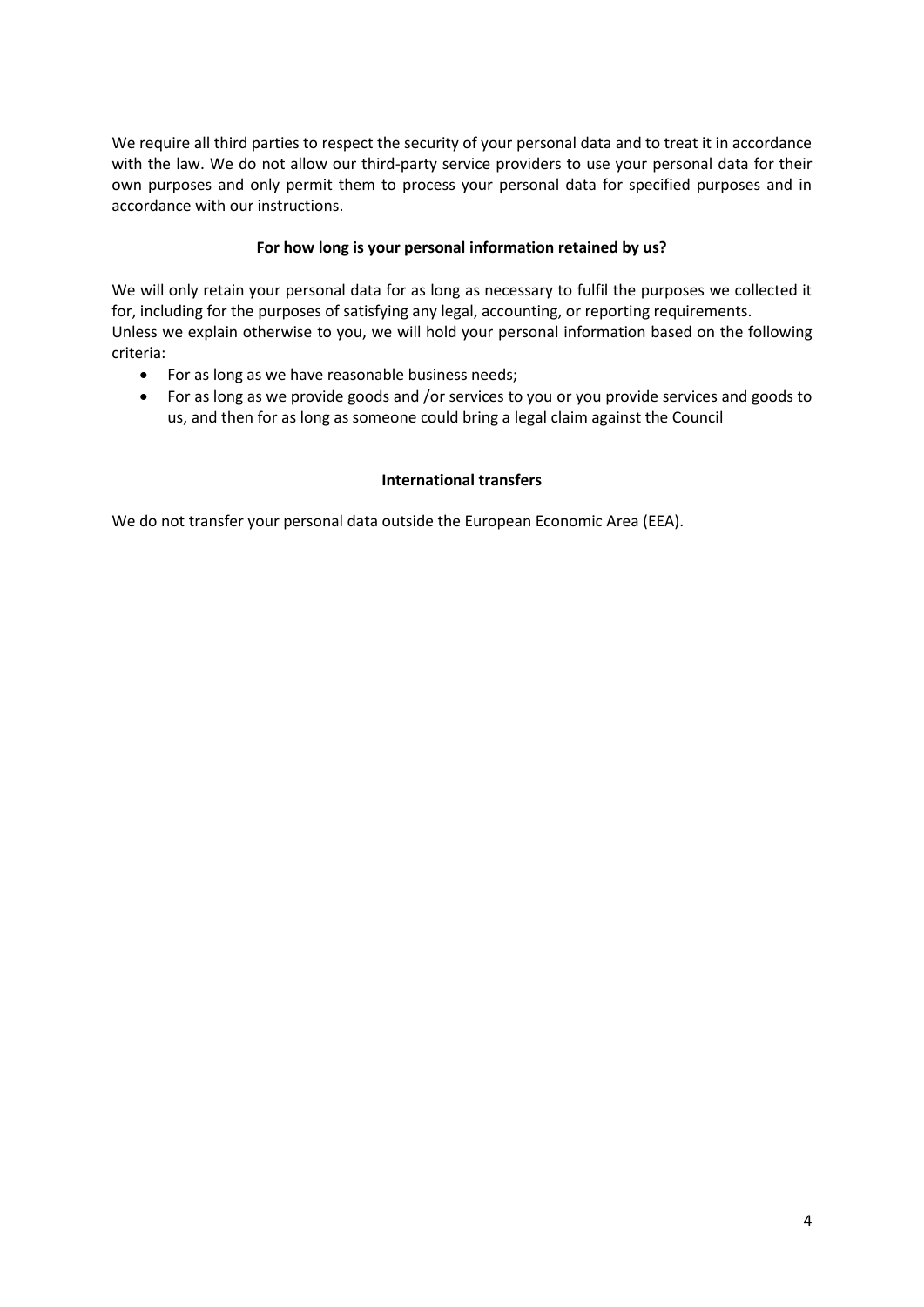We require all third parties to respect the security of your personal data and to treat it in accordance with the law. We do not allow our third-party service providers to use your personal data for their own purposes and only permit them to process your personal data for specified purposes and in accordance with our instructions.

## For how long is your personal information retained by us?

We will only retain your personal data for as long as necessary to fulfil the purposes we collected it for, including for the purposes of satisfying any legal, accounting, or reporting requirements.
Unless we explain otherwise to you, we will hold your personal information based on the following criteria:

- For as long as we have reasonable business needs;
- For as long as we provide goods and /or services to you or you provide services and goods to us, and then for as long as someone could bring a legal claim against the Council

## International transfers

We do not transfer your personal data outside the European Economic Area (EEA).